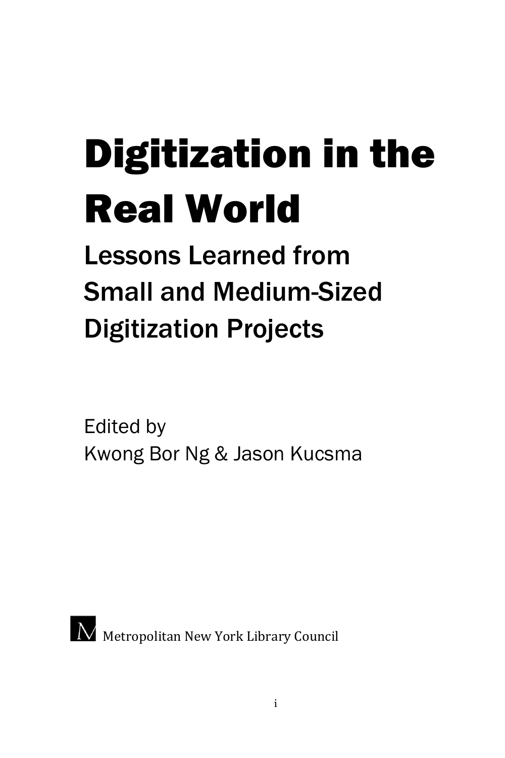# Digitization in the Real World

## Lessons Learned from Small and Medium-Sized Digitization Projects

Edited by
Kwong Bor Ng & Jason Kucsma

M Metropolitan New York Library Council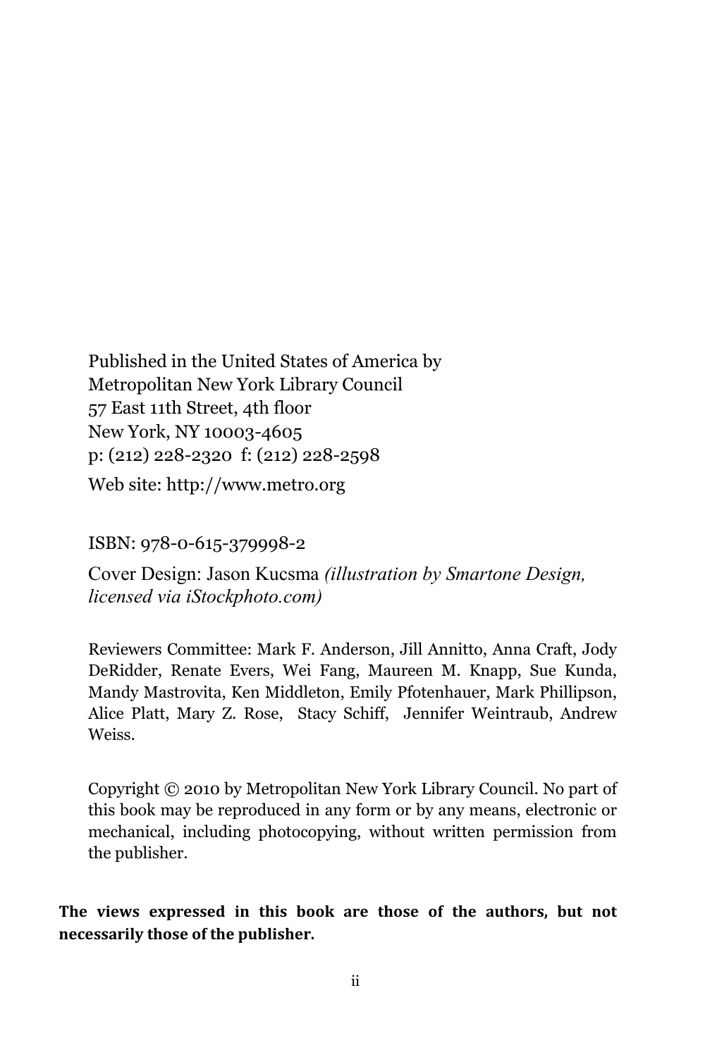Published in the United States of America by
Metropolitan New York Library Council
57 East 11th Street, 4th floor
New York, NY 10003-4605
p: (212) 228-2320 f: (212) 228-2598

Web site: http://www.metro.org

ISBN: 978-0-615-379998-2

Cover Design: Jason Kucsma *(illustration by Smartone Design, licensed via iStockphoto.com)*

Reviewers Committee: Mark F. Anderson, Jill Annitto, Anna Craft, Jody DeRidder, Renate Evers, Wei Fang, Maureen M. Knapp, Sue Kunda, Mandy Mastrovita, Ken Middleton, Emily Pfotenhauer, Mark Phillipson, Alice Platt, Mary Z. Rose, Stacy Schiff, Jennifer Weintraub, Andrew Weiss.

Copyright © 2010 by Metropolitan New York Library Council. No part of this book may be reproduced in any form or by any means, electronic or mechanical, including photocopying, without written permission from the publisher.

**The views expressed in this book are those of the authors, but not necessarily those of the publisher.**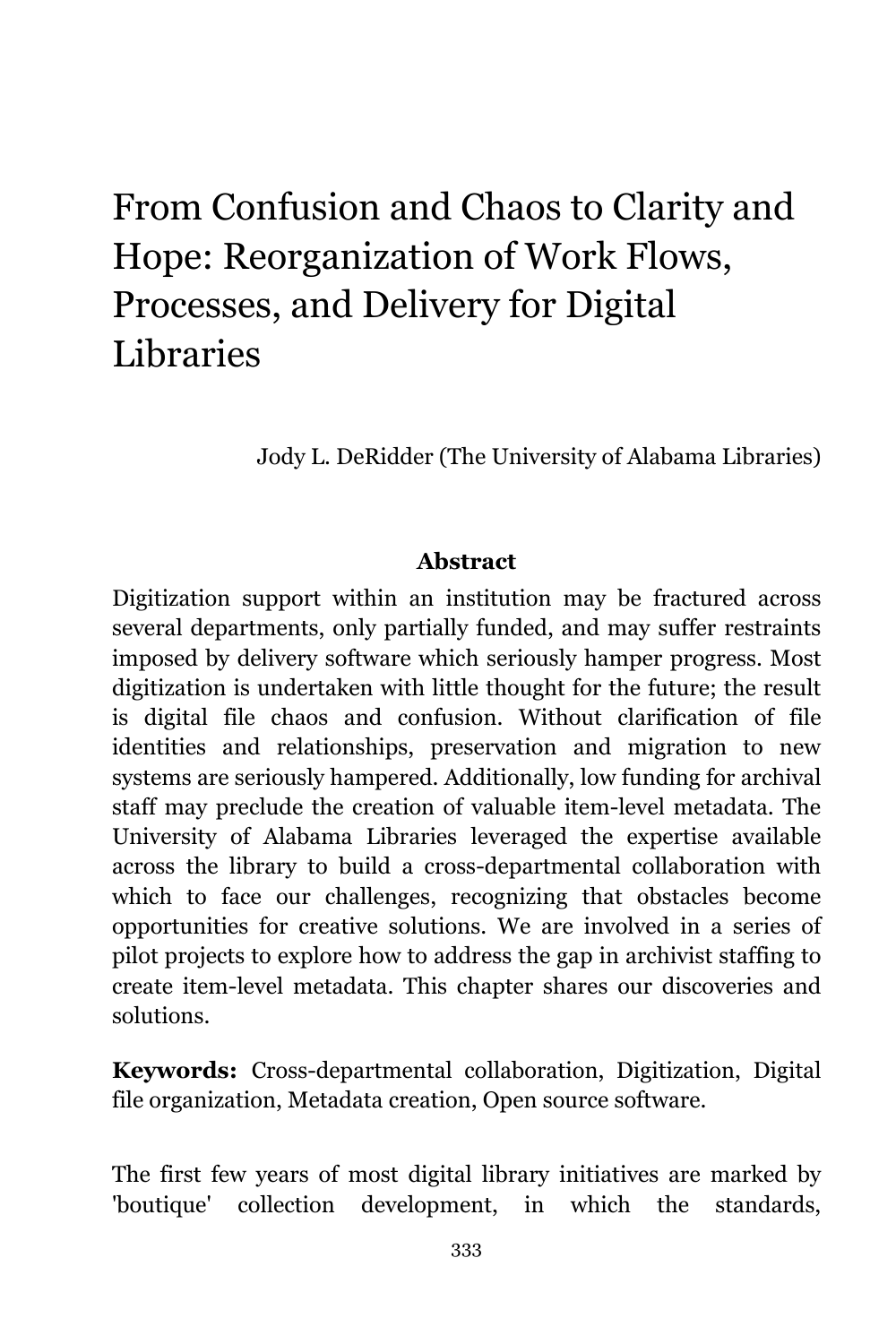# From Confusion and Chaos to Clarity and Hope: Reorganization of Work Flows, Processes, and Delivery for Digital Libraries

Jody L. DeRidder (The University of Alabama Libraries)

**Abstract**

Digitization support within an institution may be fractured across several departments, only partially funded, and may suffer restraints imposed by delivery software which seriously hamper progress. Most digitization is undertaken with little thought for the future; the result is digital file chaos and confusion. Without clarification of file identities and relationships, preservation and migration to new systems are seriously hampered. Additionally, low funding for archival staff may preclude the creation of valuable item-level metadata. The University of Alabama Libraries leveraged the expertise available across the library to build a cross-departmental collaboration with which to face our challenges, recognizing that obstacles become opportunities for creative solutions. We are involved in a series of pilot projects to explore how to address the gap in archivist staffing to create item-level metadata. This chapter shares our discoveries and solutions.

**Keywords:** Cross-departmental collaboration, Digitization, Digital file organization, Metadata creation, Open source software.

The first few years of most digital library initiatives are marked by 'boutique' collection development, in which the standards,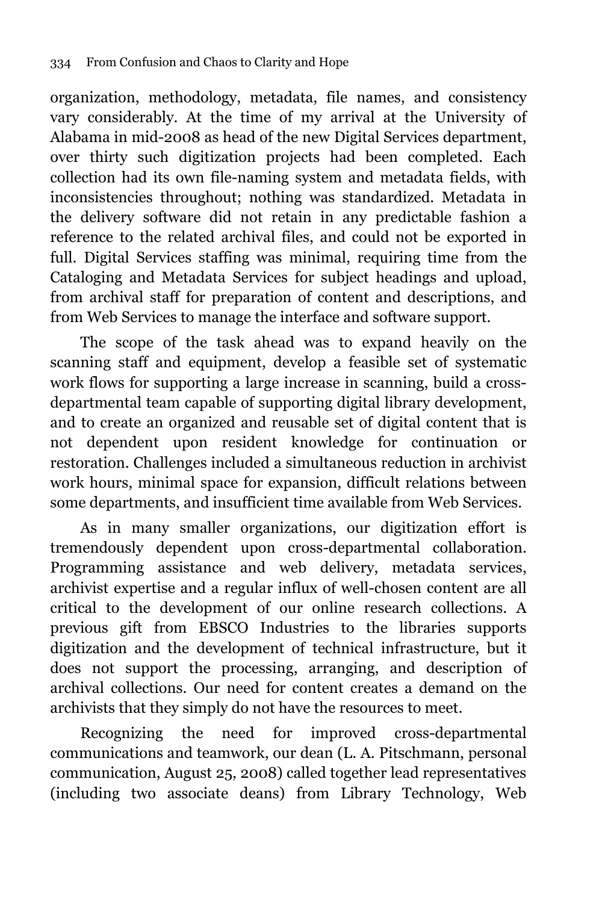organization, methodology, metadata, file names, and consistency vary considerably. At the time of my arrival at the University of Alabama in mid-2008 as head of the new Digital Services department, over thirty such digitization projects had been completed. Each collection had its own file-naming system and metadata fields, with inconsistencies throughout; nothing was standardized. Metadata in the delivery software did not retain in any predictable fashion a reference to the related archival files, and could not be exported in full. Digital Services staffing was minimal, requiring time from the Cataloging and Metadata Services for subject headings and upload, from archival staff for preparation of content and descriptions, and from Web Services to manage the interface and software support.

The scope of the task ahead was to expand heavily on the scanning staff and equipment, develop a feasible set of systematic work flows for supporting a large increase in scanning, build a cross-departmental team capable of supporting digital library development, and to create an organized and reusable set of digital content that is not dependent upon resident knowledge for continuation or restoration. Challenges included a simultaneous reduction in archivist work hours, minimal space for expansion, difficult relations between some departments, and insufficient time available from Web Services.

As in many smaller organizations, our digitization effort is tremendously dependent upon cross-departmental collaboration. Programming assistance and web delivery, metadata services, archivist expertise and a regular influx of well-chosen content are all critical to the development of our online research collections. A previous gift from EBSCO Industries to the libraries supports digitization and the development of technical infrastructure, but it does not support the processing, arranging, and description of archival collections. Our need for content creates a demand on the archivists that they simply do not have the resources to meet.

Recognizing the need for improved cross-departmental communications and teamwork, our dean (L. A. Pitschmann, personal communication, August 25, 2008) called together lead representatives (including two associate deans) from Library Technology, Web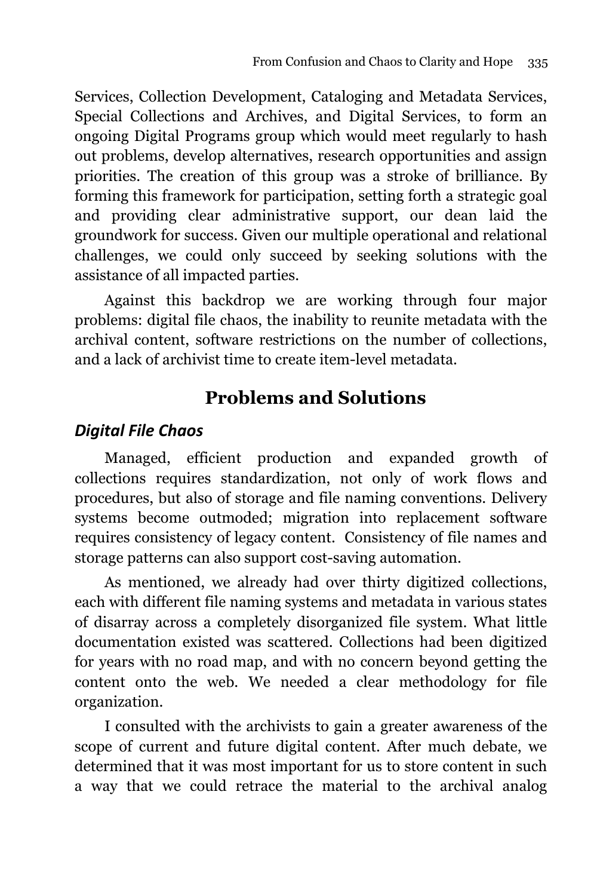Services, Collection Development, Cataloging and Metadata Services, Special Collections and Archives, and Digital Services, to form an ongoing Digital Programs group which would meet regularly to hash out problems, develop alternatives, research opportunities and assign priorities. The creation of this group was a stroke of brilliance. By forming this framework for participation, setting forth a strategic goal and providing clear administrative support, our dean laid the groundwork for success. Given our multiple operational and relational challenges, we could only succeed by seeking solutions with the assistance of all impacted parties.

Against this backdrop we are working through four major problems: digital file chaos, the inability to reunite metadata with the archival content, software restrictions on the number of collections, and a lack of archivist time to create item-level metadata.

## Problems and Solutions

### *Digital File Chaos*

Managed, efficient production and expanded growth of collections requires standardization, not only of work flows and procedures, but also of storage and file naming conventions. Delivery systems become outmoded; migration into replacement software requires consistency of legacy content. Consistency of file names and storage patterns can also support cost-saving automation.

As mentioned, we already had over thirty digitized collections, each with different file naming systems and metadata in various states of disarray across a completely disorganized file system. What little documentation existed was scattered. Collections had been digitized for years with no road map, and with no concern beyond getting the content onto the web. We needed a clear methodology for file organization.

I consulted with the archivists to gain a greater awareness of the scope of current and future digital content. After much debate, we determined that it was most important for us to store content in such a way that we could retrace the material to the archival analog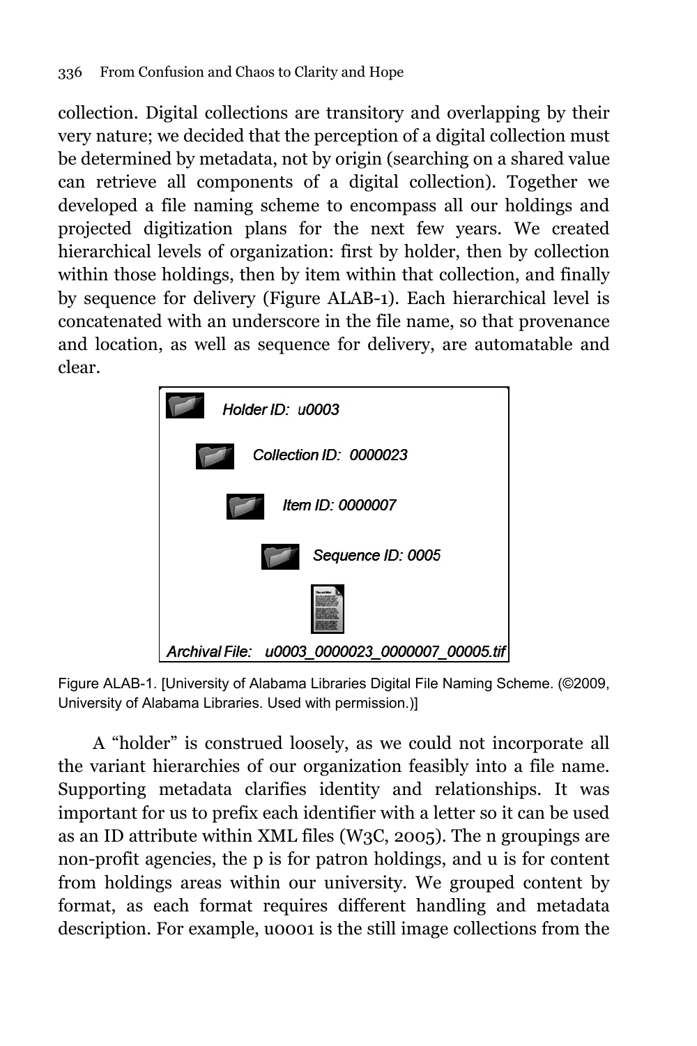collection. Digital collections are transitory and overlapping by their very nature; we decided that the perception of a digital collection must be determined by metadata, not by origin (searching on a shared value can retrieve all components of a digital collection). Together we developed a file naming scheme to encompass all our holdings and projected digitization plans for the next few years. We created hierarchical levels of organization: first by holder, then by collection within those holdings, then by item within that collection, and finally by sequence for delivery (Figure ALAB-1). Each hierarchical level is concatenated with an underscore in the file name, so that provenance and location, as well as sequence for delivery, are automatable and clear.

Holder ID: u0003

Collection ID: 0000023

Item ID: 0000007

Sequence ID: 0005

Archival File: u0003_0000023_0000007_00005.tif

Figure ALAB-1. [University of Alabama Libraries Digital File Naming Scheme. (©2009, University of Alabama Libraries. Used with permission.)]

A "holder" is construed loosely, as we could not incorporate all the variant hierarchies of our organization feasibly into a file name. Supporting metadata clarifies identity and relationships. It was important for us to prefix each identifier with a letter so it can be used as an ID attribute within XML files (W3C, 2005). The n groupings are non-profit agencies, the p is for patron holdings, and u is for content from holdings areas within our university. We grouped content by format, as each format requires different handling and metadata description. For example, u0001 is the still image collections from the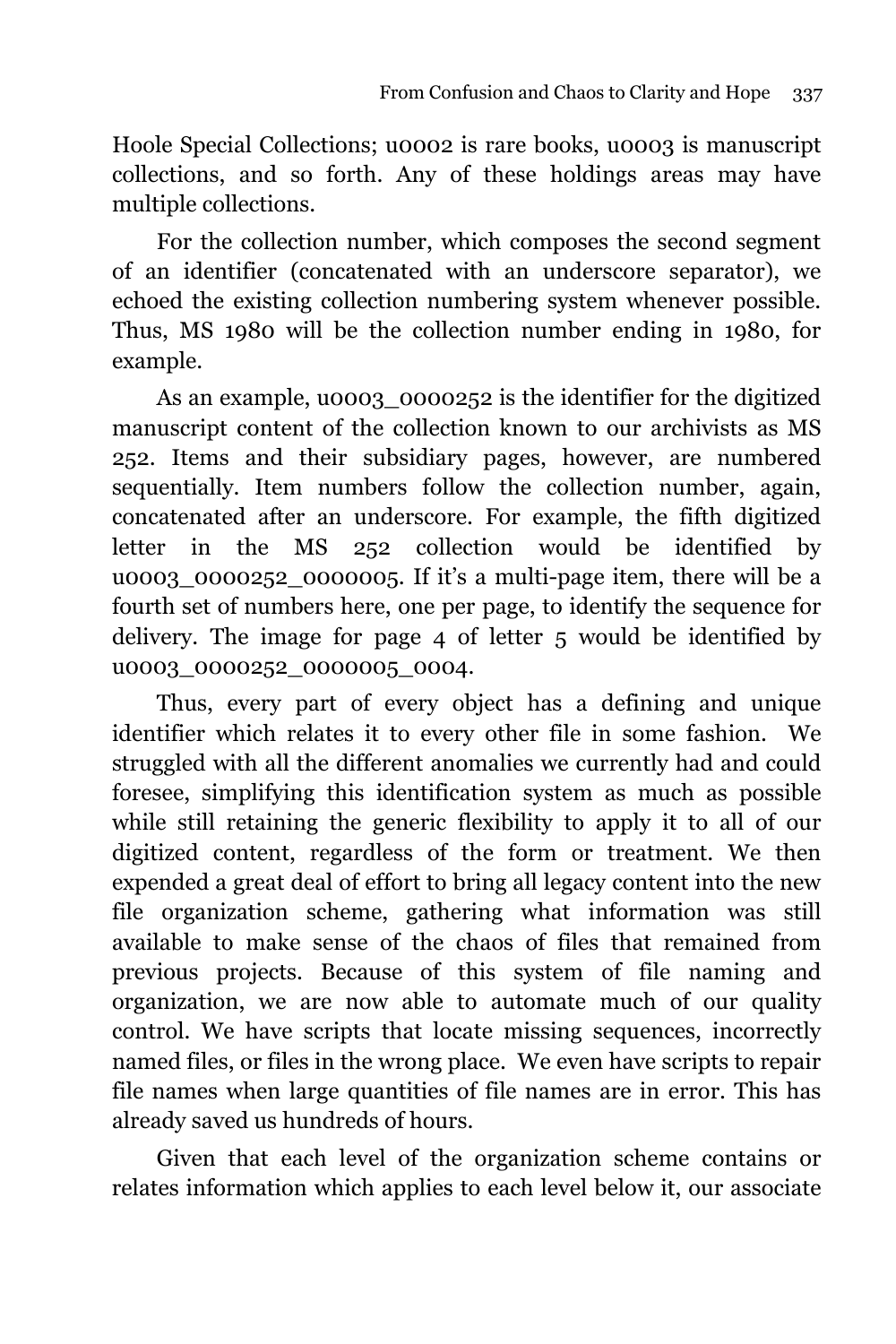Hoole Special Collections; u0002 is rare books, u0003 is manuscript collections, and so forth. Any of these holdings areas may have multiple collections.

For the collection number, which composes the second segment of an identifier (concatenated with an underscore separator), we echoed the existing collection numbering system whenever possible. Thus, MS 1980 will be the collection number ending in 1980, for example.

As an example, u0003_0000252 is the identifier for the digitized manuscript content of the collection known to our archivists as MS 252. Items and their subsidiary pages, however, are numbered sequentially. Item numbers follow the collection number, again, concatenated after an underscore. For example, the fifth digitized letter in the MS 252 collection would be identified by u0003_0000252_0000005. If it's a multi-page item, there will be a fourth set of numbers here, one per page, to identify the sequence for delivery. The image for page 4 of letter 5 would be identified by u0003_0000252_0000005_0004.

Thus, every part of every object has a defining and unique identifier which relates it to every other file in some fashion. We struggled with all the different anomalies we currently had and could foresee, simplifying this identification system as much as possible while still retaining the generic flexibility to apply it to all of our digitized content, regardless of the form or treatment. We then expended a great deal of effort to bring all legacy content into the new file organization scheme, gathering what information was still available to make sense of the chaos of files that remained from previous projects. Because of this system of file naming and organization, we are now able to automate much of our quality control. We have scripts that locate missing sequences, incorrectly named files, or files in the wrong place. We even have scripts to repair file names when large quantities of file names are in error. This has already saved us hundreds of hours.

Given that each level of the organization scheme contains or relates information which applies to each level below it, our associate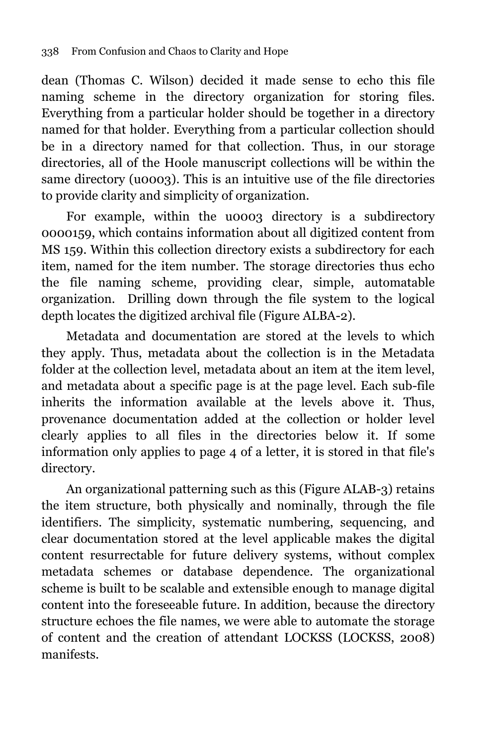dean (Thomas C. Wilson) decided it made sense to echo this file naming scheme in the directory organization for storing files. Everything from a particular holder should be together in a directory named for that holder. Everything from a particular collection should be in a directory named for that collection. Thus, in our storage directories, all of the Hoole manuscript collections will be within the same directory (u0003). This is an intuitive use of the file directories to provide clarity and simplicity of organization.

For example, within the u0003 directory is a subdirectory 0000159, which contains information about all digitized content from MS 159. Within this collection directory exists a subdirectory for each item, named for the item number. The storage directories thus echo the file naming scheme, providing clear, simple, automatable organization. Drilling down through the file system to the logical depth locates the digitized archival file (Figure ALBA-2).

Metadata and documentation are stored at the levels to which they apply. Thus, metadata about the collection is in the Metadata folder at the collection level, metadata about an item at the item level, and metadata about a specific page is at the page level. Each sub-file inherits the information available at the levels above it. Thus, provenance documentation added at the collection or holder level clearly applies to all files in the directories below it. If some information only applies to page 4 of a letter, it is stored in that file's directory.

An organizational patterning such as this (Figure ALAB-3) retains the item structure, both physically and nominally, through the file identifiers. The simplicity, systematic numbering, sequencing, and clear documentation stored at the level applicable makes the digital content resurrectable for future delivery systems, without complex metadata schemes or database dependence. The organizational scheme is built to be scalable and extensible enough to manage digital content into the foreseeable future. In addition, because the directory structure echoes the file names, we were able to automate the storage of content and the creation of attendant LOCKSS (LOCKSS, 2008) manifests.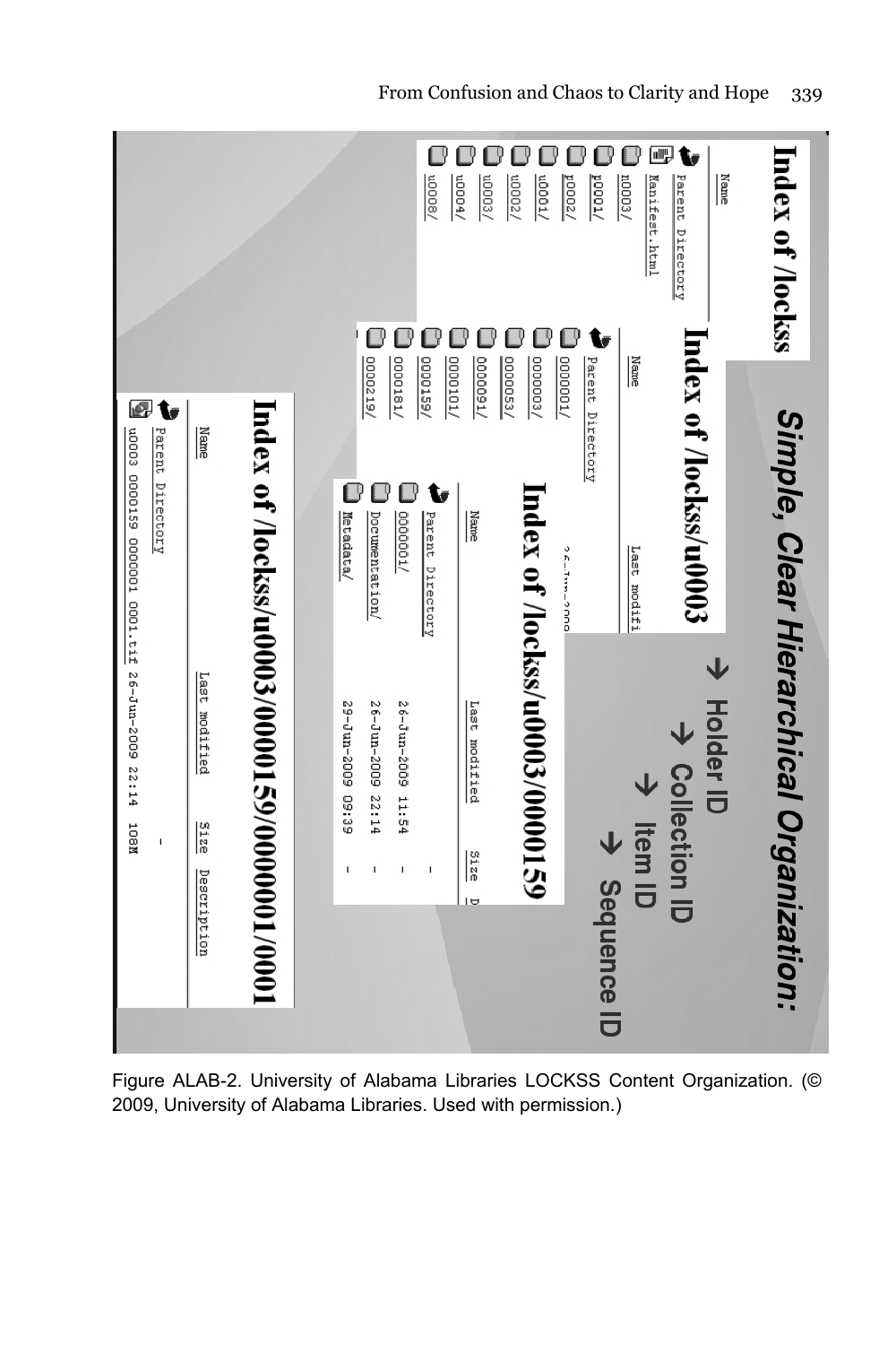**Simple, Clear Hierarchical Organization:**

→ Holder ID
→ Collection ID
→ Item ID
→ Sequence ID

**Index of /lockss**

| Name |
|---|
| Parent Directory |
| Manifest.html |
| m0003/ |
| p0001/ |
| p0002/ |
| u0001/ |
| u0002/ |
| u0003/ |
| u0004/ |
| u0008/ |

**Index of /lockss/u0003**

| Name | Last modifi |
|---|---|
| Parent Directory | |
| 0000001/ | |
| 0000003/ | |
| 0000053/ | |
| 0000091/ | |
| 0000101/ | |
| 0000159/ | |
| 0000181/ | |
| 0000219/ | |

**Index of /lockss/u0003/0000159**

| Name | Last modified | Size |
|---|---|---|
| Parent Directory | | - |
| 0000001/ | 26-Jun-2009 11:54 | - |
| Documentation/ | 26-Jun-2009 22:14 | - |
| Metadata/ | 29-Jun-2009 09:39 | - |

**Index of /lockss/u0003/0000159/0000001/0001**

| Name | Last modified | Size | Description |
|---|---|---|---|
| Parent Directory | | - | |
| u0003_0000159_0000001_0001.tif | 26-Jun-2009 22:14 | 108M | |

Figure ALAB-2. University of Alabama Libraries LOCKSS Content Organization. (© 2009, University of Alabama Libraries. Used with permission.)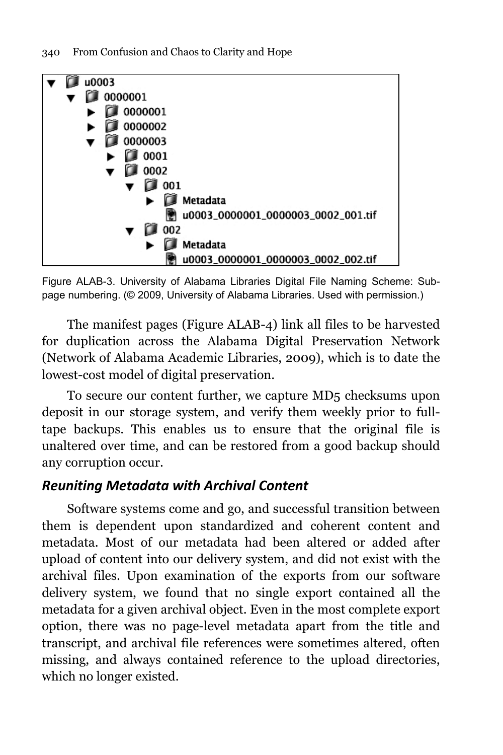```
▼ u0003
  ▼ 0000001
    ► 0000001
    ► 0000002
    ▼ 0000003
      ► 0001
      ▼ 0002
        ▼ 001
          ► Metadata
            u0003_0000001_0000003_0002_001.tif
        ▼ 002
          ► Metadata
            u0003_0000001_0000003_0002_002.tif
```

Figure ALAB-3. University of Alabama Libraries Digital File Naming Scheme: Sub-page numbering. (© 2009, University of Alabama Libraries. Used with permission.)

The manifest pages (Figure ALAB-4) link all files to be harvested for duplication across the Alabama Digital Preservation Network (Network of Alabama Academic Libraries, 2009), which is to date the lowest-cost model of digital preservation.

To secure our content further, we capture MD5 checksums upon deposit in our storage system, and verify them weekly prior to full-tape backups. This enables us to ensure that the original file is unaltered over time, and can be restored from a good backup should any corruption occur.

### *Reuniting Metadata with Archival Content*

Software systems come and go, and successful transition between them is dependent upon standardized and coherent content and metadata. Most of our metadata had been altered or added after upload of content into our delivery system, and did not exist with the archival files. Upon examination of the exports from our software delivery system, we found that no single export contained all the metadata for a given archival object. Even in the most complete export option, there was no page-level metadata apart from the title and transcript, and archival file references were sometimes altered, often missing, and always contained reference to the upload directories, which no longer existed.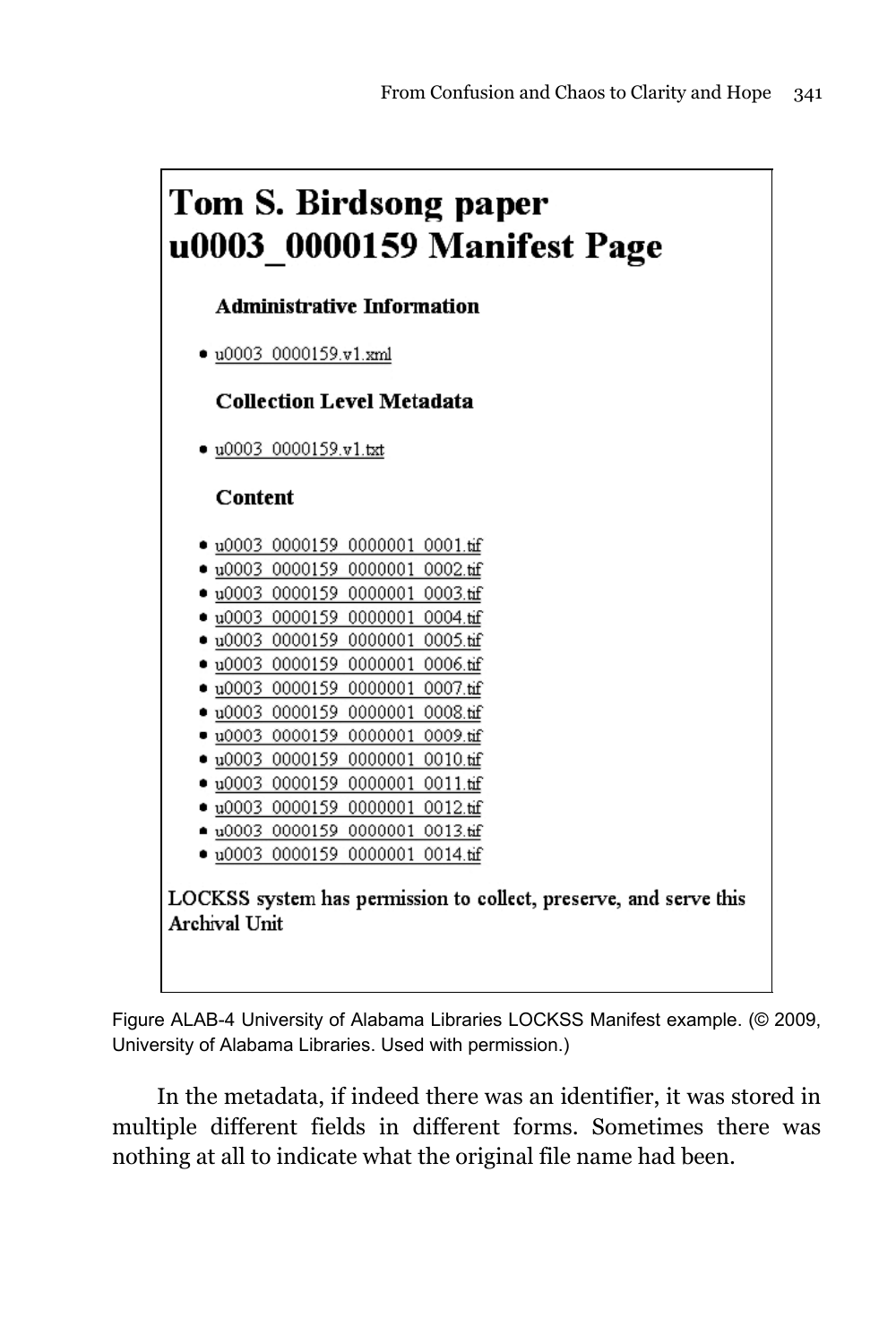# Tom S. Birdsong paper u0003_0000159 Manifest Page

### Administrative Information

- u0003_0000159.v1.xml

### Collection Level Metadata

- u0003_0000159.v1.txt

### Content

- u0003_0000159_0000001_0001.tif
- u0003_0000159_0000001_0002.tif
- u0003_0000159_0000001_0003.tif
- u0003_0000159_0000001_0004.tif
- u0003_0000159_0000001_0005.tif
- u0003_0000159_0000001_0006.tif
- u0003_0000159_0000001_0007.tif
- u0003_0000159_0000001_0008.tif
- u0003_0000159_0000001_0009.tif
- u0003_0000159_0000001_0010.tif
- u0003_0000159_0000001_0011.tif
- u0003_0000159_0000001_0012.tif
- u0003_0000159_0000001_0013.tif
- u0003_0000159_0000001_0014.tif

LOCKSS system has permission to collect, preserve, and serve this Archival Unit

Figure ALAB-4 University of Alabama Libraries LOCKSS Manifest example. (© 2009, University of Alabama Libraries. Used with permission.)

In the metadata, if indeed there was an identifier, it was stored in multiple different fields in different forms. Sometimes there was nothing at all to indicate what the original file name had been.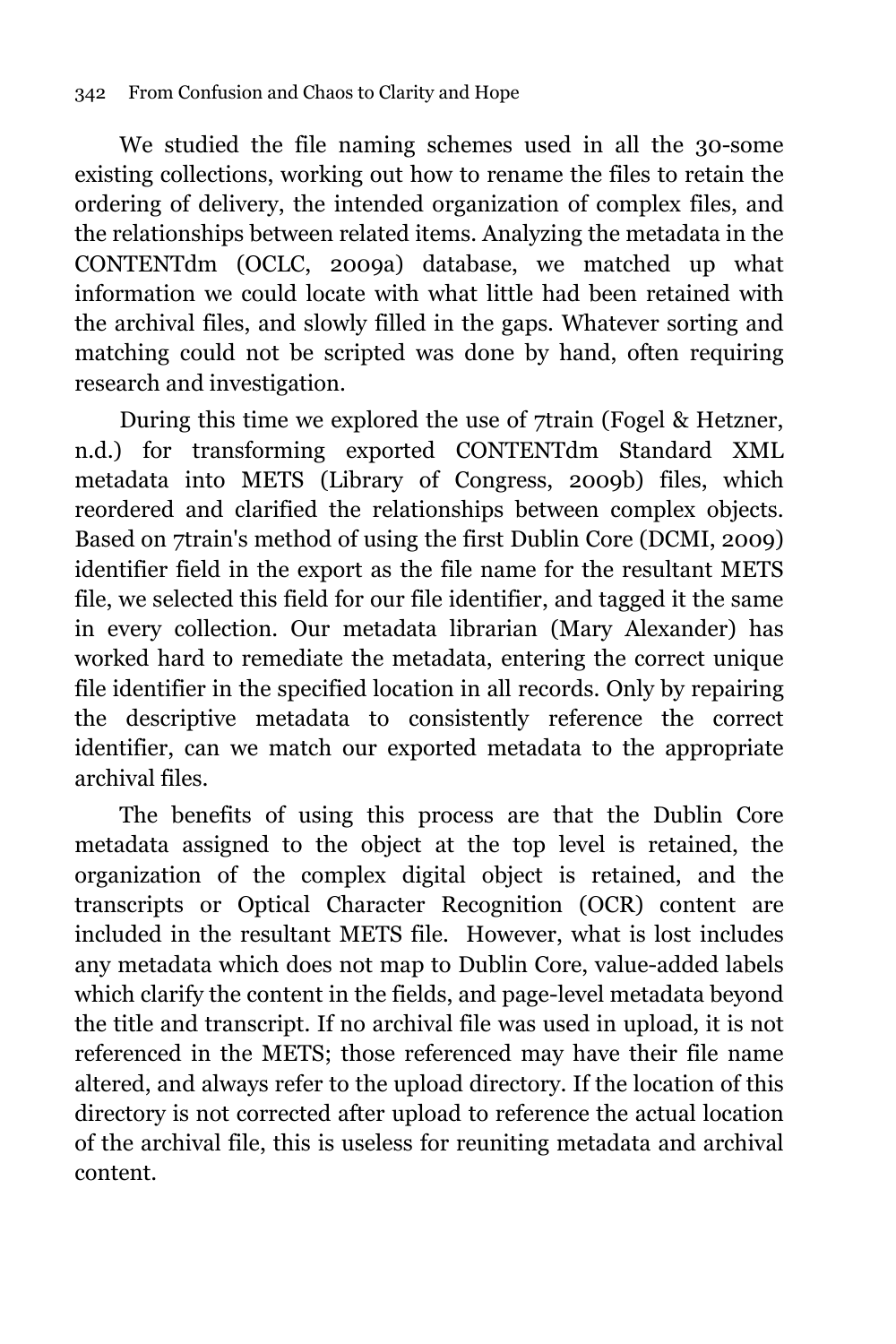We studied the file naming schemes used in all the 30-some existing collections, working out how to rename the files to retain the ordering of delivery, the intended organization of complex files, and the relationships between related items. Analyzing the metadata in the CONTENTdm (OCLC, 2009a) database, we matched up what information we could locate with what little had been retained with the archival files, and slowly filled in the gaps. Whatever sorting and matching could not be scripted was done by hand, often requiring research and investigation.

During this time we explored the use of 7train (Fogel & Hetzner, n.d.) for transforming exported CONTENTdm Standard XML metadata into METS (Library of Congress, 2009b) files, which reordered and clarified the relationships between complex objects. Based on 7train's method of using the first Dublin Core (DCMI, 2009) identifier field in the export as the file name for the resultant METS file, we selected this field for our file identifier, and tagged it the same in every collection. Our metadata librarian (Mary Alexander) has worked hard to remediate the metadata, entering the correct unique file identifier in the specified location in all records. Only by repairing the descriptive metadata to consistently reference the correct identifier, can we match our exported metadata to the appropriate archival files.

The benefits of using this process are that the Dublin Core metadata assigned to the object at the top level is retained, the organization of the complex digital object is retained, and the transcripts or Optical Character Recognition (OCR) content are included in the resultant METS file. However, what is lost includes any metadata which does not map to Dublin Core, value-added labels which clarify the content in the fields, and page-level metadata beyond the title and transcript. If no archival file was used in upload, it is not referenced in the METS; those referenced may have their file name altered, and always refer to the upload directory. If the location of this directory is not corrected after upload to reference the actual location of the archival file, this is useless for reuniting metadata and archival content.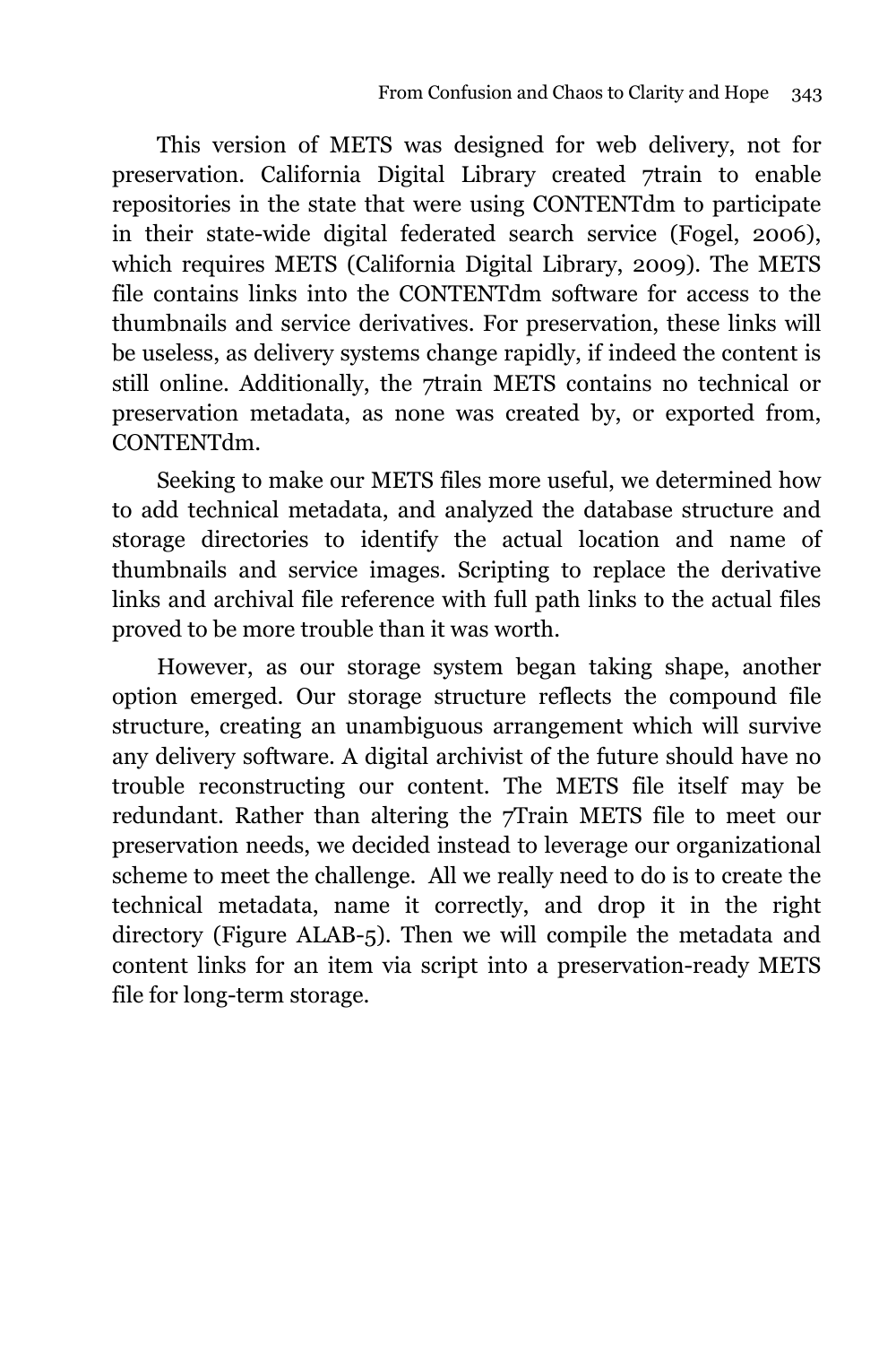This version of METS was designed for web delivery, not for preservation. California Digital Library created 7train to enable repositories in the state that were using CONTENTdm to participate in their state-wide digital federated search service (Fogel, 2006), which requires METS (California Digital Library, 2009). The METS file contains links into the CONTENTdm software for access to the thumbnails and service derivatives. For preservation, these links will be useless, as delivery systems change rapidly, if indeed the content is still online. Additionally, the 7train METS contains no technical or preservation metadata, as none was created by, or exported from, CONTENTdm.

Seeking to make our METS files more useful, we determined how to add technical metadata, and analyzed the database structure and storage directories to identify the actual location and name of thumbnails and service images. Scripting to replace the derivative links and archival file reference with full path links to the actual files proved to be more trouble than it was worth.

However, as our storage system began taking shape, another option emerged. Our storage structure reflects the compound file structure, creating an unambiguous arrangement which will survive any delivery software. A digital archivist of the future should have no trouble reconstructing our content. The METS file itself may be redundant. Rather than altering the 7Train METS file to meet our preservation needs, we decided instead to leverage our organizational scheme to meet the challenge. All we really need to do is to create the technical metadata, name it correctly, and drop it in the right directory (Figure ALAB-5). Then we will compile the metadata and content links for an item via script into a preservation-ready METS file for long-term storage.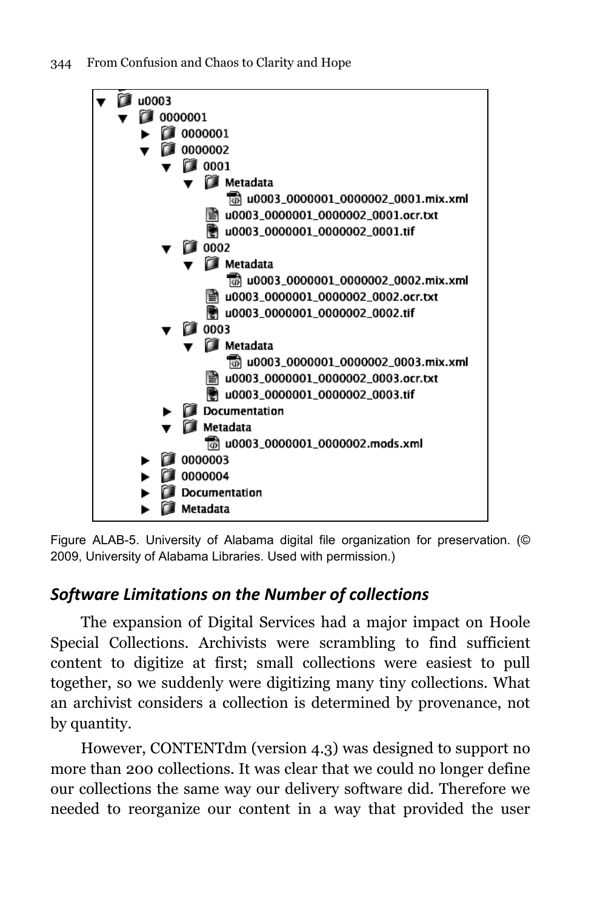```
▼ u0003
  ▼ 0000001
    ► 0000001
    ▼ 0000002
      ▼ 0001
        ▼ Metadata
            u0003_0000001_0000002_0001.mix.xml
          u0003_0000001_0000002_0001.ocr.txt
          u0003_0000001_0000002_0001.tif
      ▼ 0002
        ▼ Metadata
            u0003_0000001_0000002_0002.mix.xml
          u0003_0000001_0000002_0002.ocr.txt
          u0003_0000001_0000002_0002.tif
      ▼ 0003
        ▼ Metadata
            u0003_0000001_0000002_0003.mix.xml
          u0003_0000001_0000002_0003.ocr.txt
          u0003_0000001_0000002_0003.tif
      ► Documentation
      ▼ Metadata
          u0003_0000001_0000002.mods.xml
    ► 0000003
    ► 0000004
    ► Documentation
    ► Metadata
```

Figure ALAB-5. University of Alabama digital file organization for preservation. (© 2009, University of Alabama Libraries. Used with permission.)

## *Software Limitations on the Number of collections*

The expansion of Digital Services had a major impact on Hoole Special Collections. Archivists were scrambling to find sufficient content to digitize at first; small collections were easiest to pull together, so we suddenly were digitizing many tiny collections. What an archivist considers a collection is determined by provenance, not by quantity.

However, CONTENTdm (version 4.3) was designed to support no more than 200 collections. It was clear that we could no longer define our collections the same way our delivery software did. Therefore we needed to reorganize our content in a way that provided the user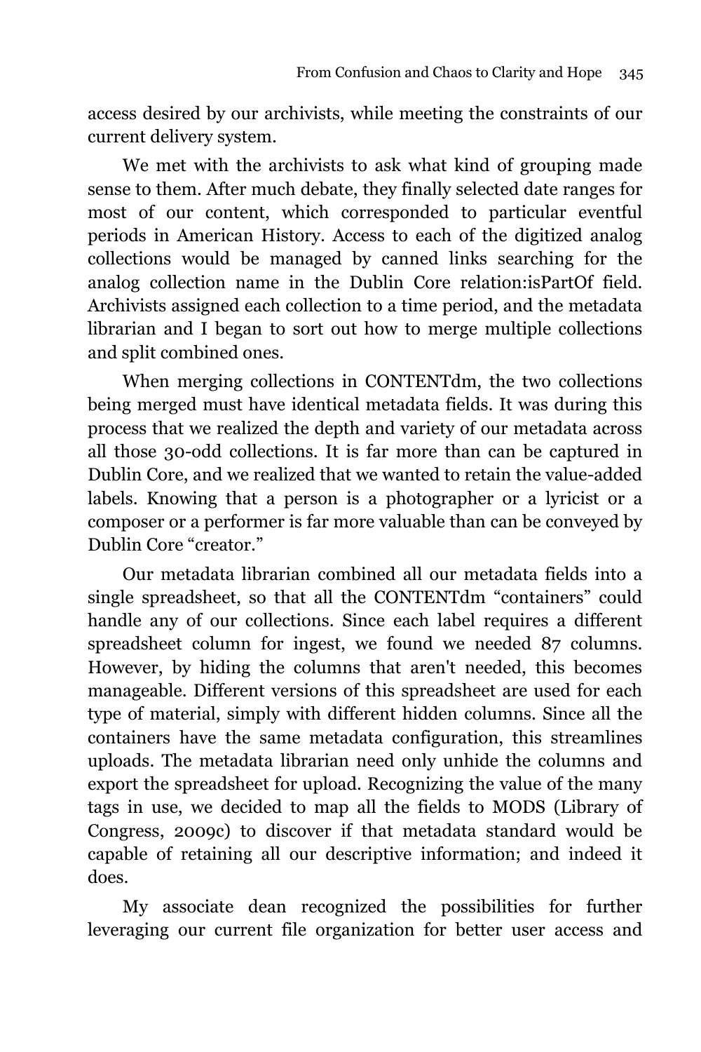access desired by our archivists, while meeting the constraints of our current delivery system.

We met with the archivists to ask what kind of grouping made sense to them. After much debate, they finally selected date ranges for most of our content, which corresponded to particular eventful periods in American History. Access to each of the digitized analog collections would be managed by canned links searching for the analog collection name in the Dublin Core relation:isPartOf field. Archivists assigned each collection to a time period, and the metadata librarian and I began to sort out how to merge multiple collections and split combined ones.

When merging collections in CONTENTdm, the two collections being merged must have identical metadata fields. It was during this process that we realized the depth and variety of our metadata across all those 30-odd collections. It is far more than can be captured in Dublin Core, and we realized that we wanted to retain the value-added labels. Knowing that a person is a photographer or a lyricist or a composer or a performer is far more valuable than can be conveyed by Dublin Core "creator."

Our metadata librarian combined all our metadata fields into a single spreadsheet, so that all the CONTENTdm "containers" could handle any of our collections. Since each label requires a different spreadsheet column for ingest, we found we needed 87 columns. However, by hiding the columns that aren't needed, this becomes manageable. Different versions of this spreadsheet are used for each type of material, simply with different hidden columns. Since all the containers have the same metadata configuration, this streamlines uploads. The metadata librarian need only unhide the columns and export the spreadsheet for upload. Recognizing the value of the many tags in use, we decided to map all the fields to MODS (Library of Congress, 2009c) to discover if that metadata standard would be capable of retaining all our descriptive information; and indeed it does.

My associate dean recognized the possibilities for further leveraging our current file organization for better user access and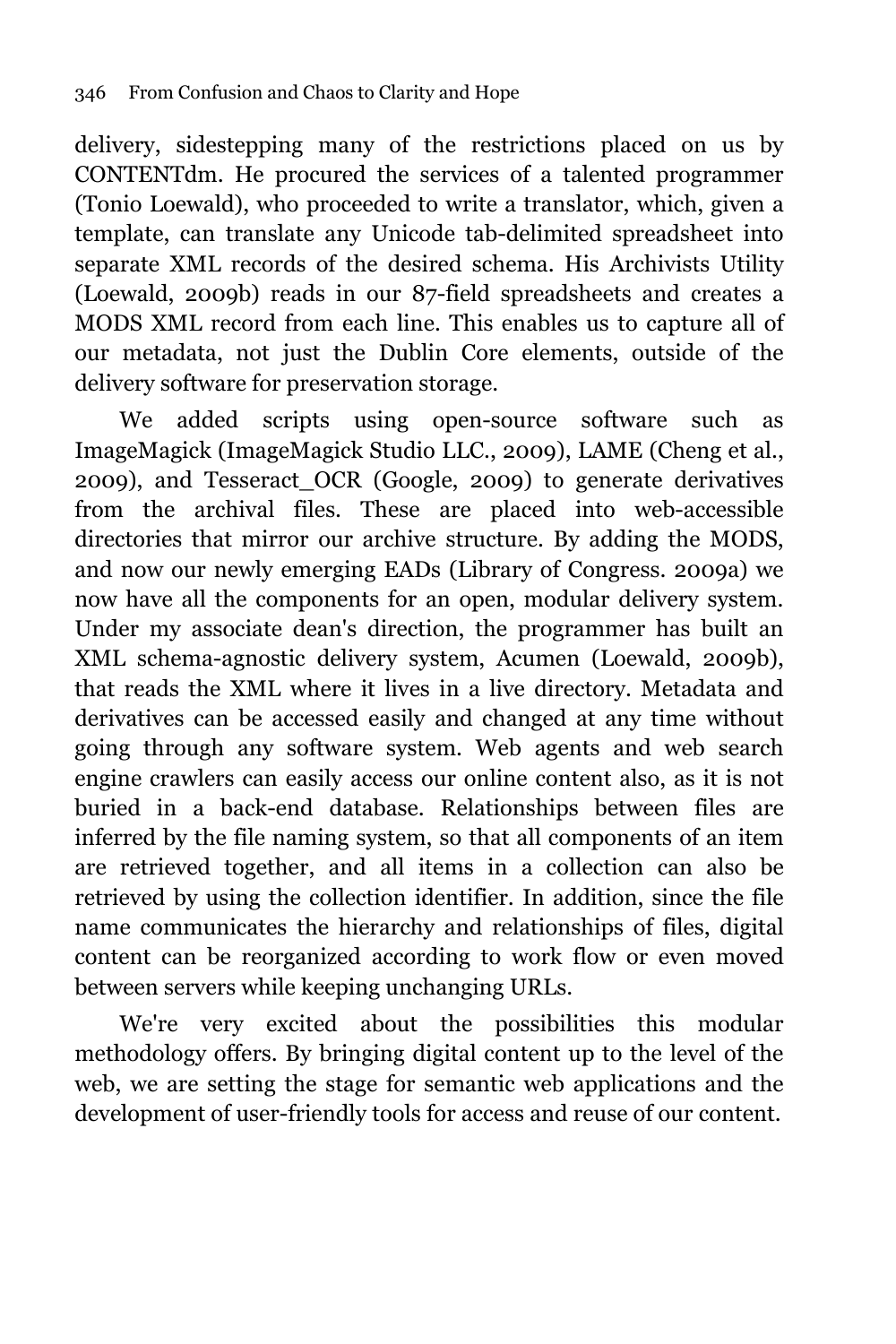delivery, sidestepping many of the restrictions placed on us by CONTENTdm. He procured the services of a talented programmer (Tonio Loewald), who proceeded to write a translator, which, given a template, can translate any Unicode tab-delimited spreadsheet into separate XML records of the desired schema. His Archivists Utility (Loewald, 2009b) reads in our 87-field spreadsheets and creates a MODS XML record from each line. This enables us to capture all of our metadata, not just the Dublin Core elements, outside of the delivery software for preservation storage.

We added scripts using open-source software such as ImageMagick (ImageMagick Studio LLC., 2009), LAME (Cheng et al., 2009), and Tesseract_OCR (Google, 2009) to generate derivatives from the archival files. These are placed into web-accessible directories that mirror our archive structure. By adding the MODS, and now our newly emerging EADs (Library of Congress. 2009a) we now have all the components for an open, modular delivery system. Under my associate dean's direction, the programmer has built an XML schema-agnostic delivery system, Acumen (Loewald, 2009b), that reads the XML where it lives in a live directory. Metadata and derivatives can be accessed easily and changed at any time without going through any software system. Web agents and web search engine crawlers can easily access our online content also, as it is not buried in a back-end database. Relationships between files are inferred by the file naming system, so that all components of an item are retrieved together, and all items in a collection can also be retrieved by using the collection identifier. In addition, since the file name communicates the hierarchy and relationships of files, digital content can be reorganized according to work flow or even moved between servers while keeping unchanging URLs.

We're very excited about the possibilities this modular methodology offers. By bringing digital content up to the level of the web, we are setting the stage for semantic web applications and the development of user-friendly tools for access and reuse of our content.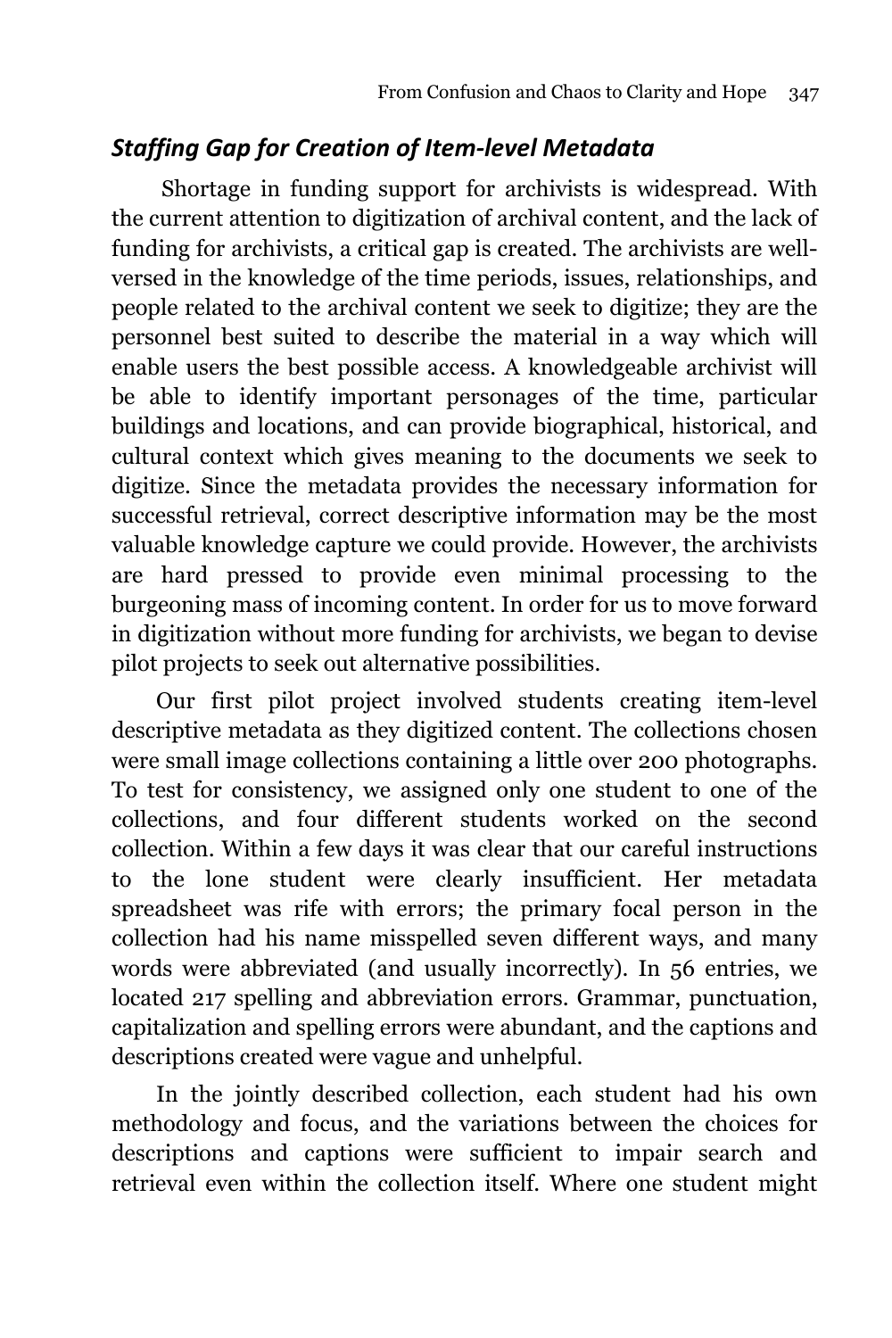### *Staffing Gap for Creation of Item-level Metadata*

Shortage in funding support for archivists is widespread. With the current attention to digitization of archival content, and the lack of funding for archivists, a critical gap is created. The archivists are well-versed in the knowledge of the time periods, issues, relationships, and people related to the archival content we seek to digitize; they are the personnel best suited to describe the material in a way which will enable users the best possible access. A knowledgeable archivist will be able to identify important personages of the time, particular buildings and locations, and can provide biographical, historical, and cultural context which gives meaning to the documents we seek to digitize. Since the metadata provides the necessary information for successful retrieval, correct descriptive information may be the most valuable knowledge capture we could provide. However, the archivists are hard pressed to provide even minimal processing to the burgeoning mass of incoming content. In order for us to move forward in digitization without more funding for archivists, we began to devise pilot projects to seek out alternative possibilities.

Our first pilot project involved students creating item-level descriptive metadata as they digitized content. The collections chosen were small image collections containing a little over 200 photographs. To test for consistency, we assigned only one student to one of the collections, and four different students worked on the second collection. Within a few days it was clear that our careful instructions to the lone student were clearly insufficient. Her metadata spreadsheet was rife with errors; the primary focal person in the collection had his name misspelled seven different ways, and many words were abbreviated (and usually incorrectly). In 56 entries, we located 217 spelling and abbreviation errors. Grammar, punctuation, capitalization and spelling errors were abundant, and the captions and descriptions created were vague and unhelpful.

In the jointly described collection, each student had his own methodology and focus, and the variations between the choices for descriptions and captions were sufficient to impair search and retrieval even within the collection itself. Where one student might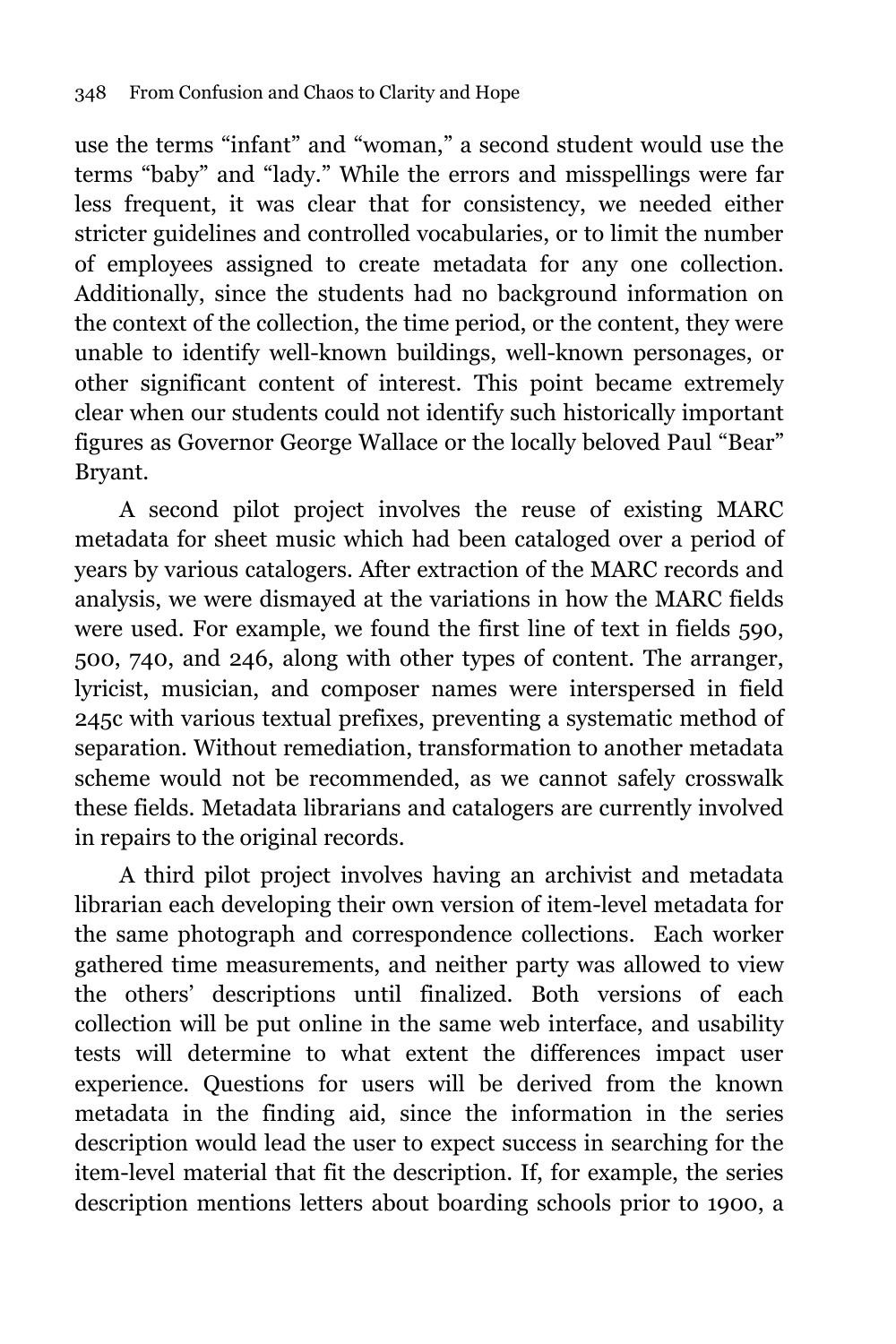use the terms "infant" and "woman," a second student would use the terms "baby" and "lady." While the errors and misspellings were far less frequent, it was clear that for consistency, we needed either stricter guidelines and controlled vocabularies, or to limit the number of employees assigned to create metadata for any one collection. Additionally, since the students had no background information on the context of the collection, the time period, or the content, they were unable to identify well-known buildings, well-known personages, or other significant content of interest. This point became extremely clear when our students could not identify such historically important figures as Governor George Wallace or the locally beloved Paul "Bear" Bryant.

A second pilot project involves the reuse of existing MARC metadata for sheet music which had been cataloged over a period of years by various catalogers. After extraction of the MARC records and analysis, we were dismayed at the variations in how the MARC fields were used. For example, we found the first line of text in fields 590, 500, 740, and 246, along with other types of content. The arranger, lyricist, musician, and composer names were interspersed in field 245c with various textual prefixes, preventing a systematic method of separation. Without remediation, transformation to another metadata scheme would not be recommended, as we cannot safely crosswalk these fields. Metadata librarians and catalogers are currently involved in repairs to the original records.

A third pilot project involves having an archivist and metadata librarian each developing their own version of item-level metadata for the same photograph and correspondence collections. Each worker gathered time measurements, and neither party was allowed to view the others' descriptions until finalized. Both versions of each collection will be put online in the same web interface, and usability tests will determine to what extent the differences impact user experience. Questions for users will be derived from the known metadata in the finding aid, since the information in the series description would lead the user to expect success in searching for the item-level material that fit the description. If, for example, the series description mentions letters about boarding schools prior to 1900, a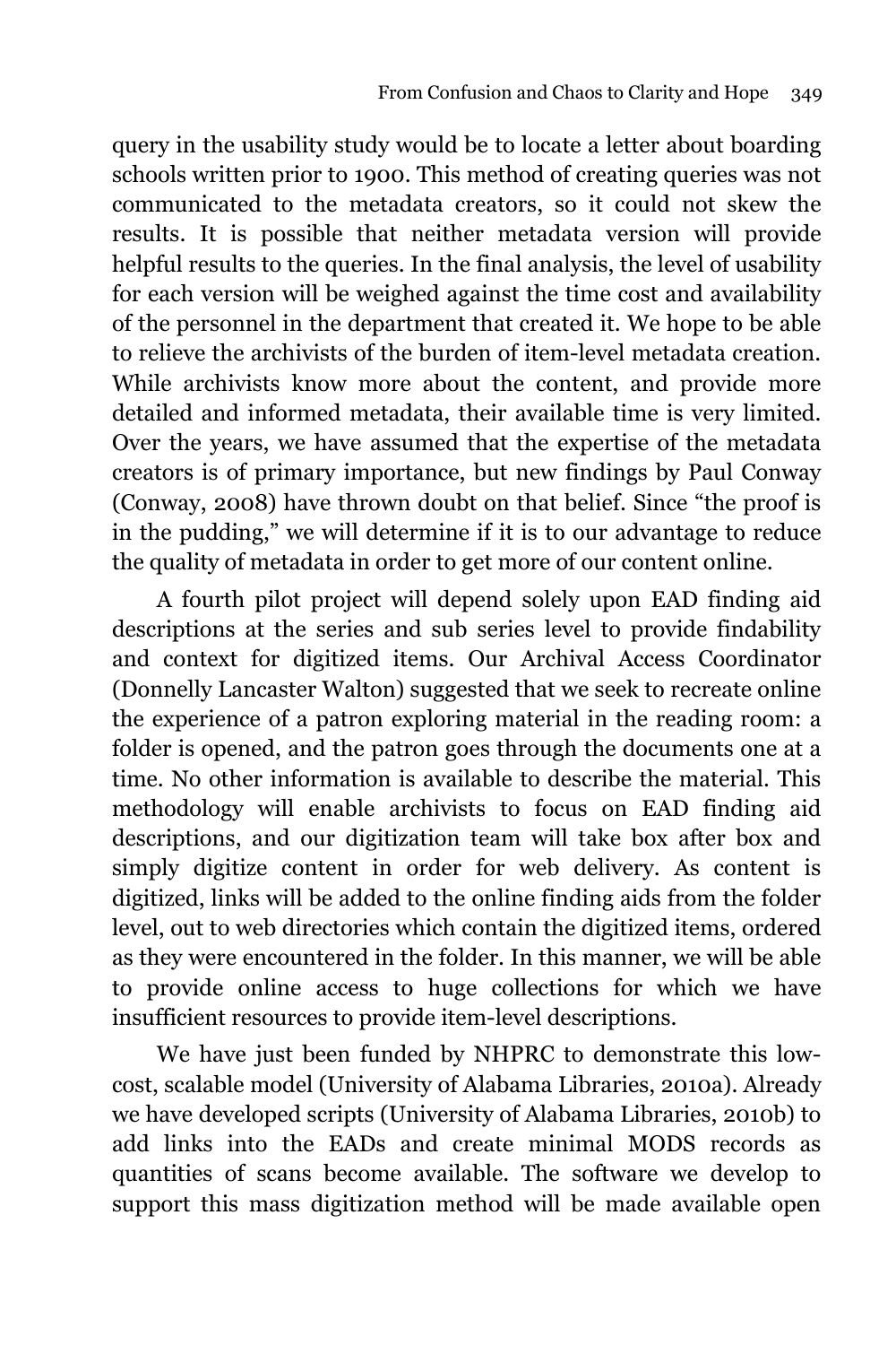query in the usability study would be to locate a letter about boarding schools written prior to 1900. This method of creating queries was not communicated to the metadata creators, so it could not skew the results. It is possible that neither metadata version will provide helpful results to the queries. In the final analysis, the level of usability for each version will be weighed against the time cost and availability of the personnel in the department that created it. We hope to be able to relieve the archivists of the burden of item-level metadata creation. While archivists know more about the content, and provide more detailed and informed metadata, their available time is very limited. Over the years, we have assumed that the expertise of the metadata creators is of primary importance, but new findings by Paul Conway (Conway, 2008) have thrown doubt on that belief. Since "the proof is in the pudding," we will determine if it is to our advantage to reduce the quality of metadata in order to get more of our content online.

A fourth pilot project will depend solely upon EAD finding aid descriptions at the series and sub series level to provide findability and context for digitized items. Our Archival Access Coordinator (Donnelly Lancaster Walton) suggested that we seek to recreate online the experience of a patron exploring material in the reading room: a folder is opened, and the patron goes through the documents one at a time. No other information is available to describe the material. This methodology will enable archivists to focus on EAD finding aid descriptions, and our digitization team will take box after box and simply digitize content in order for web delivery. As content is digitized, links will be added to the online finding aids from the folder level, out to web directories which contain the digitized items, ordered as they were encountered in the folder. In this manner, we will be able to provide online access to huge collections for which we have insufficient resources to provide item-level descriptions.

We have just been funded by NHPRC to demonstrate this low-cost, scalable model (University of Alabama Libraries, 2010a). Already we have developed scripts (University of Alabama Libraries, 2010b) to add links into the EADs and create minimal MODS records as quantities of scans become available. The software we develop to support this mass digitization method will be made available open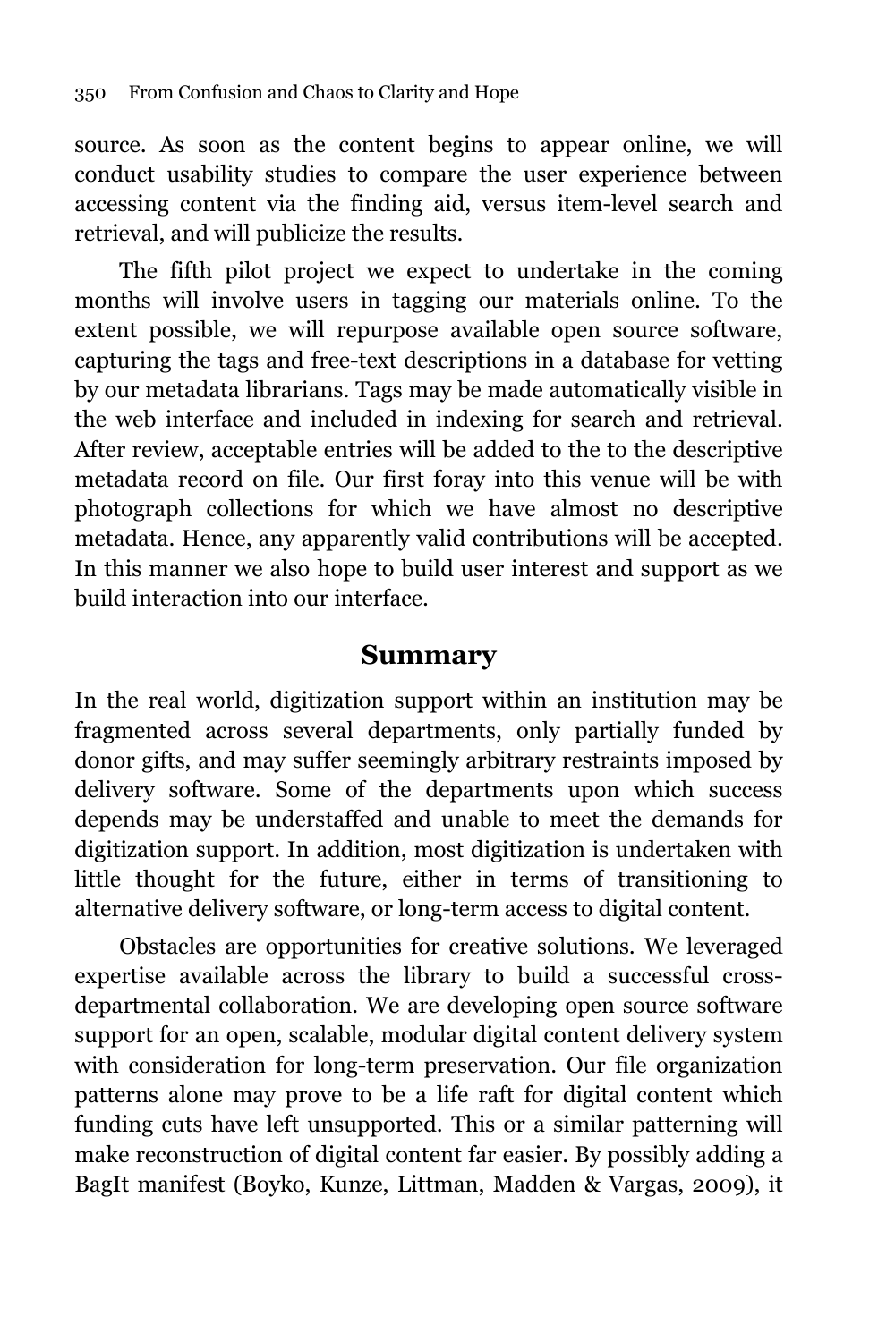source. As soon as the content begins to appear online, we will conduct usability studies to compare the user experience between accessing content via the finding aid, versus item-level search and retrieval, and will publicize the results.

The fifth pilot project we expect to undertake in the coming months will involve users in tagging our materials online. To the extent possible, we will repurpose available open source software, capturing the tags and free-text descriptions in a database for vetting by our metadata librarians. Tags may be made automatically visible in the web interface and included in indexing for search and retrieval. After review, acceptable entries will be added to the to the descriptive metadata record on file. Our first foray into this venue will be with photograph collections for which we have almost no descriptive metadata. Hence, any apparently valid contributions will be accepted. In this manner we also hope to build user interest and support as we build interaction into our interface.

## Summary

In the real world, digitization support within an institution may be fragmented across several departments, only partially funded by donor gifts, and may suffer seemingly arbitrary restraints imposed by delivery software. Some of the departments upon which success depends may be understaffed and unable to meet the demands for digitization support. In addition, most digitization is undertaken with little thought for the future, either in terms of transitioning to alternative delivery software, or long-term access to digital content.

Obstacles are opportunities for creative solutions. We leveraged expertise available across the library to build a successful cross-departmental collaboration. We are developing open source software support for an open, scalable, modular digital content delivery system with consideration for long-term preservation. Our file organization patterns alone may prove to be a life raft for digital content which funding cuts have left unsupported. This or a similar patterning will make reconstruction of digital content far easier. By possibly adding a BagIt manifest (Boyko, Kunze, Littman, Madden & Vargas, 2009), it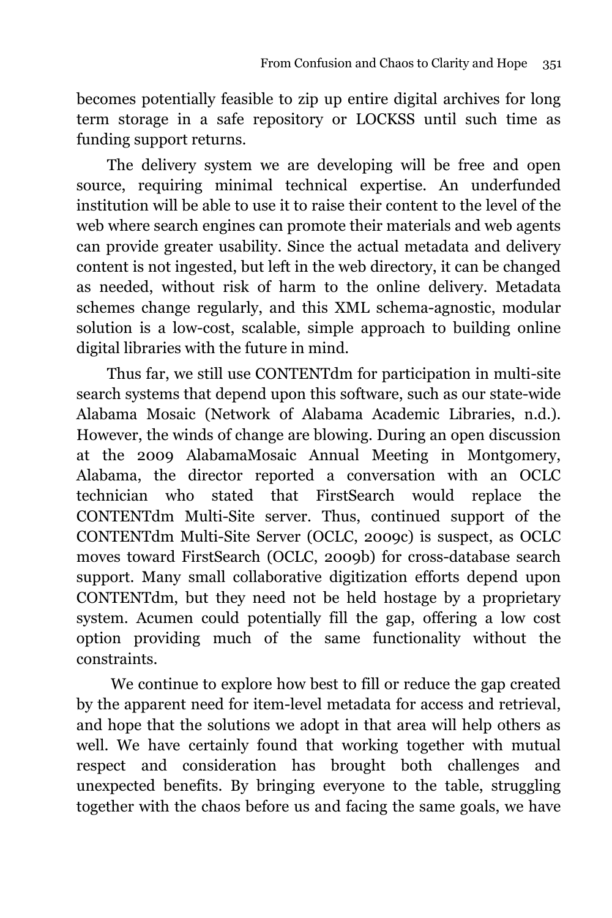becomes potentially feasible to zip up entire digital archives for long term storage in a safe repository or LOCKSS until such time as funding support returns.

The delivery system we are developing will be free and open source, requiring minimal technical expertise. An underfunded institution will be able to use it to raise their content to the level of the web where search engines can promote their materials and web agents can provide greater usability. Since the actual metadata and delivery content is not ingested, but left in the web directory, it can be changed as needed, without risk of harm to the online delivery. Metadata schemes change regularly, and this XML schema-agnostic, modular solution is a low-cost, scalable, simple approach to building online digital libraries with the future in mind.

Thus far, we still use CONTENTdm for participation in multi-site search systems that depend upon this software, such as our state-wide Alabama Mosaic (Network of Alabama Academic Libraries, n.d.). However, the winds of change are blowing. During an open discussion at the 2009 AlabamaMosaic Annual Meeting in Montgomery, Alabama, the director reported a conversation with an OCLC technician who stated that FirstSearch would replace the CONTENTdm Multi-Site server. Thus, continued support of the CONTENTdm Multi-Site Server (OCLC, 2009c) is suspect, as OCLC moves toward FirstSearch (OCLC, 2009b) for cross-database search support. Many small collaborative digitization efforts depend upon CONTENTdm, but they need not be held hostage by a proprietary system. Acumen could potentially fill the gap, offering a low cost option providing much of the same functionality without the constraints.

We continue to explore how best to fill or reduce the gap created by the apparent need for item-level metadata for access and retrieval, and hope that the solutions we adopt in that area will help others as well. We have certainly found that working together with mutual respect and consideration has brought both challenges and unexpected benefits. By bringing everyone to the table, struggling together with the chaos before us and facing the same goals, we have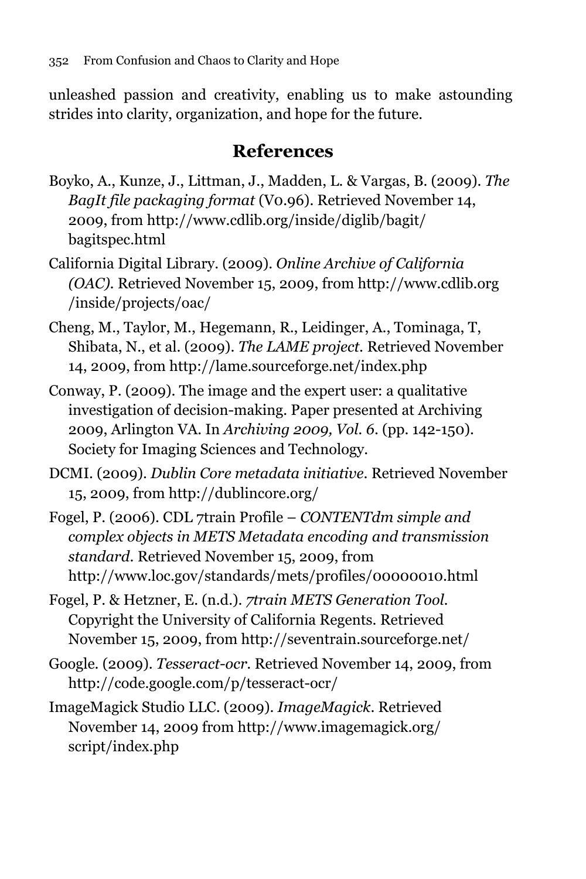unleashed passion and creativity, enabling us to make astounding strides into clarity, organization, and hope for the future.

## References

Boyko, A., Kunze, J., Littman, J., Madden, L. & Vargas, B. (2009). *The BagIt file packaging format* (V0.96). Retrieved November 14, 2009, from http://www.cdlib.org/inside/diglib/bagit/bagitspec.html

California Digital Library. (2009). *Online Archive of California (OAC).* Retrieved November 15, 2009, from http://www.cdlib.org/inside/projects/oac/

Cheng, M., Taylor, M., Hegemann, R., Leidinger, A., Tominaga, T, Shibata, N., et al. (2009). *The LAME project.* Retrieved November 14, 2009, from http://lame.sourceforge.net/index.php

Conway, P. (2009). The image and the expert user: a qualitative investigation of decision-making. Paper presented at Archiving 2009, Arlington VA. In *Archiving 2009, Vol. 6.* (pp. 142-150). Society for Imaging Sciences and Technology.

DCMI. (2009). *Dublin Core metadata initiative.* Retrieved November 15, 2009, from http://dublincore.org/

Fogel, P. (2006). CDL 7train Profile – *CONTENTdm simple and complex objects in METS Metadata encoding and transmission standard.* Retrieved November 15, 2009, from http://www.loc.gov/standards/mets/profiles/00000010.html

Fogel, P. & Hetzner, E. (n.d.). *7train METS Generation Tool.* Copyright the University of California Regents. Retrieved November 15, 2009, from http://seventrain.sourceforge.net/

Google. (2009). *Tesseract-ocr.* Retrieved November 14, 2009, from http://code.google.com/p/tesseract-ocr/

ImageMagick Studio LLC. (2009). *ImageMagick.* Retrieved November 14, 2009 from http://www.imagemagick.org/script/index.php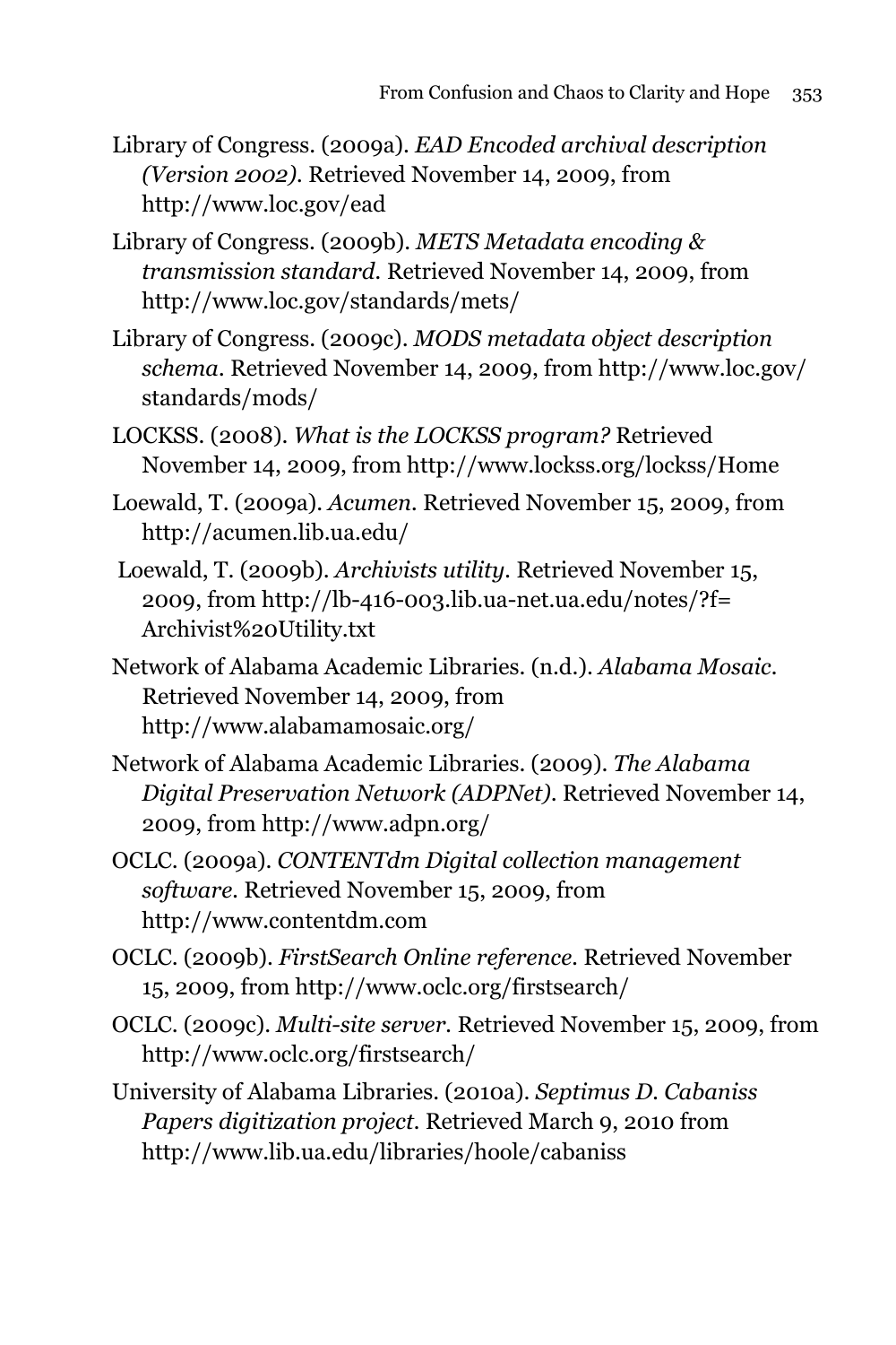Library of Congress. (2009a). *EAD Encoded archival description (Version 2002).* Retrieved November 14, 2009, from http://www.loc.gov/ead

Library of Congress. (2009b). *METS Metadata encoding & transmission standard.* Retrieved November 14, 2009, from http://www.loc.gov/standards/mets/

Library of Congress. (2009c). *MODS metadata object description schema.* Retrieved November 14, 2009, from http://www.loc.gov/standards/mods/

LOCKSS. (2008). *What is the LOCKSS program?* Retrieved November 14, 2009, from http://www.lockss.org/lockss/Home

Loewald, T. (2009a). *Acumen.* Retrieved November 15, 2009, from http://acumen.lib.ua.edu/

Loewald, T. (2009b). *Archivists utility.* Retrieved November 15, 2009, from http://lb-416-003.lib.ua-net.ua.edu/notes/?f=Archivist%20Utility.txt

Network of Alabama Academic Libraries. (n.d.). *Alabama Mosaic.* Retrieved November 14, 2009, from http://www.alabamamosaic.org/

Network of Alabama Academic Libraries. (2009). *The Alabama Digital Preservation Network (ADPNet).* Retrieved November 14, 2009, from http://www.adpn.org/

OCLC. (2009a). *CONTENTdm Digital collection management software.* Retrieved November 15, 2009, from http://www.contentdm.com

OCLC. (2009b). *FirstSearch Online reference.* Retrieved November 15, 2009, from http://www.oclc.org/firstsearch/

OCLC. (2009c). *Multi-site server.* Retrieved November 15, 2009, from http://www.oclc.org/firstsearch/

University of Alabama Libraries. (2010a). *Septimus D. Cabaniss Papers digitization project.* Retrieved March 9, 2010 from http://www.lib.ua.edu/libraries/hoole/cabaniss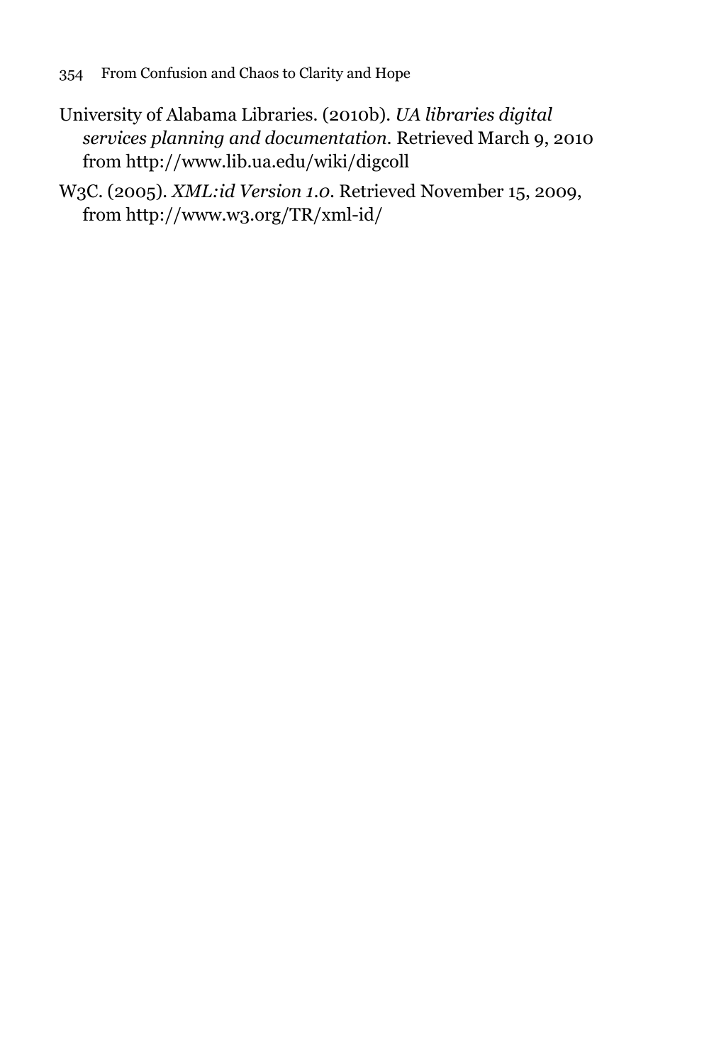University of Alabama Libraries. (2010b). *UA libraries digital services planning and documentation.* Retrieved March 9, 2010 from http://www.lib.ua.edu/wiki/digcoll

W3C. (2005). *XML:id Version 1.0*. Retrieved November 15, 2009, from http://www.w3.org/TR/xml-id/